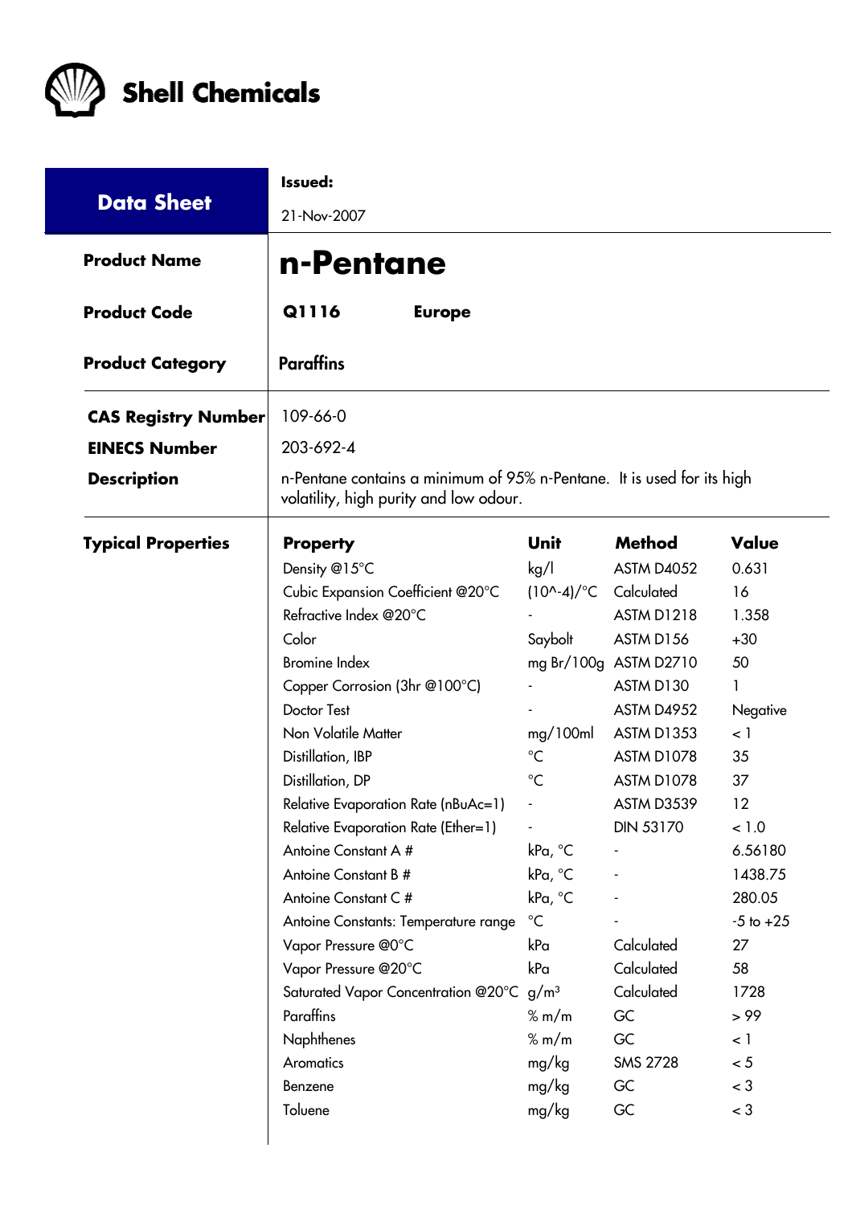# Shell Chemicals

| **Data Sheet** | **Issued:** 21-Nov-2007 |
|---|---|
| **Product Name** | **n-Pentane** |
| **Product Code** | **Q1116** **Europe** |
| **Product Category** | Paraffins |
| **CAS Registry Number** | 109-66-0 |
| **EINECS Number** | 203-692-4 |
| **Description** | n-Pentane contains a minimum of 95% n-Pentane. It is used for its high volatility, high purity and low odour. |

## Typical Properties

| Property | Unit | Method | Value |
|---|---|---|---|
| Density @15°C | kg/l | ASTM D4052 | 0.631 |
| Cubic Expansion Coefficient @20°C | (10^-4)/°C | Calculated | 16 |
| Refractive Index @20°C | - | ASTM D1218 | 1.358 |
| Color | Saybolt | ASTM D156 | +30 |
| Bromine Index | mg Br/100g | ASTM D2710 | 50 |
| Copper Corrosion (3hr @100°C) | - | ASTM D130 | 1 |
| Doctor Test | - | ASTM D4952 | Negative |
| Non Volatile Matter | mg/100ml | ASTM D1353 | < 1 |
| Distillation, IBP | °C | ASTM D1078 | 35 |
| Distillation, DP | °C | ASTM D1078 | 37 |
| Relative Evaporation Rate (nBuAc=1) | - | ASTM D3539 | 12 |
| Relative Evaporation Rate (Ether=1) | - | DIN 53170 | < 1.0 |
| Antoine Constant A # | kPa, °C | - | 6.56180 |
| Antoine Constant B # | kPa, °C | - | 1438.75 |
| Antoine Constant C # | kPa, °C | - | 280.05 |
| Antoine Constants: Temperature range | °C | - | -5 to +25 |
| Vapor Pressure @0°C | kPa | Calculated | 27 |
| Vapor Pressure @20°C | kPa | Calculated | 58 |
| Saturated Vapor Concentration @20°C | g/m³ | Calculated | 1728 |
| Paraffins | % m/m | GC | > 99 |
| Naphthenes | % m/m | GC | < 1 |
| Aromatics | mg/kg | SMS 2728 | < 5 |
| Benzene | mg/kg | GC | < 3 |
| Toluene | mg/kg | GC | < 3 |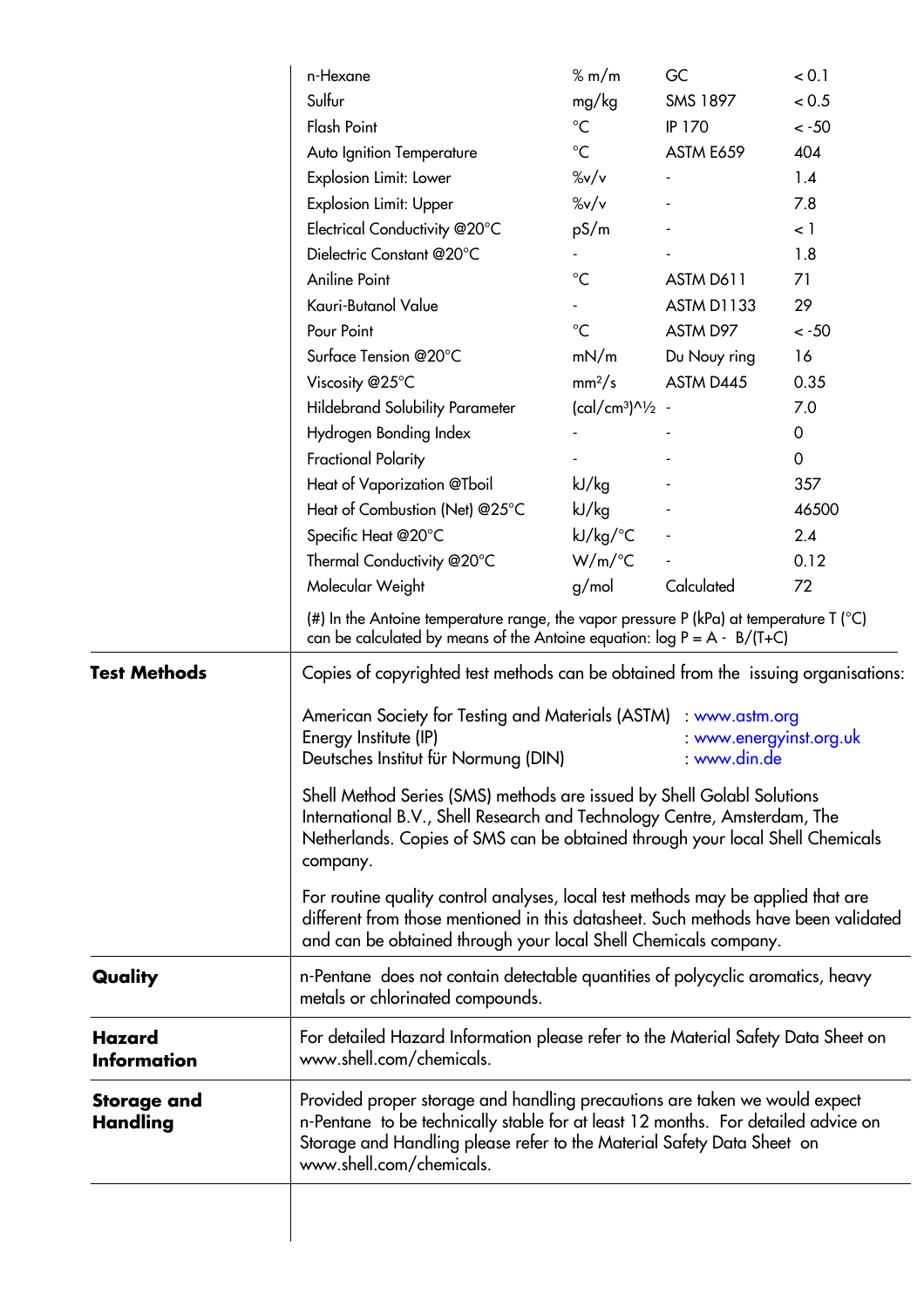| | | | |
|---|---|---|---|
| n-Hexane | % m/m | GC | < 0.1 |
| Sulfur | mg/kg | SMS 1897 | < 0.5 |
| Flash Point | °C | IP 170 | < -50 |
| Auto Ignition Temperature | °C | ASTM E659 | 404 |
| Explosion Limit: Lower | %v/v | - | 1.4 |
| Explosion Limit: Upper | %v/v | - | 7.8 |
| Electrical Conductivity @20°C | pS/m | - | < 1 |
| Dielectric Constant @20°C | - | - | 1.8 |
| Aniline Point | °C | ASTM D611 | 71 |
| Kauri-Butanol Value | - | ASTM D1133 | 29 |
| Pour Point | °C | ASTM D97 | < -50 |
| Surface Tension @20°C | mN/m | Du Nouy ring | 16 |
| Viscosity @25°C | $mm^2/s$ | ASTM D445 | 0.35 |
| Hildebrand Solubility Parameter | $(cal/cm^3)$^½ | - | 7.0 |
| Hydrogen Bonding Index | - | - | 0 |
| Fractional Polarity | - | - | 0 |
| Heat of Vaporization @Tboil | kJ/kg | - | 357 |
| Heat of Combustion (Net) @25°C | kJ/kg | - | 46500 |
| Specific Heat @20°C | kJ/kg/°C | - | 2.4 |
| Thermal Conductivity @20°C | W/m/°C | - | 0.12 |
| Molecular Weight | g/mol | Calculated | 72 |

(#) In the Antoine temperature range, the vapor pressure P (kPa) at temperature T (°C) can be calculated by means of the Antoine equation: $\log P = A - B/(T+C)$

**Test Methods**

Copies of copyrighted test methods can be obtained from the issuing organisations:

American Society for Testing and Materials (ASTM) : www.astm.org
Energy Institute (IP) : www.energyinst.org.uk
Deutsches Institut für Normung (DIN) : www.din.de

Shell Method Series (SMS) methods are issued by Shell Golabl Solutions International B.V., Shell Research and Technology Centre, Amsterdam, The Netherlands. Copies of SMS can be obtained through your local Shell Chemicals company.

For routine quality control analyses, local test methods may be applied that are different from those mentioned in this datasheet. Such methods have been validated and can be obtained through your local Shell Chemicals company.

**Quality**

n-Pentane does not contain detectable quantities of polycyclic aromatics, heavy metals or chlorinated compounds.

**Hazard Information**

For detailed Hazard Information please refer to the Material Safety Data Sheet on www.shell.com/chemicals.

**Storage and Handling**

Provided proper storage and handling precautions are taken we would expect n-Pentane to be technically stable for at least 12 months. For detailed advice on Storage and Handling please refer to the Material Safety Data Sheet on www.shell.com/chemicals.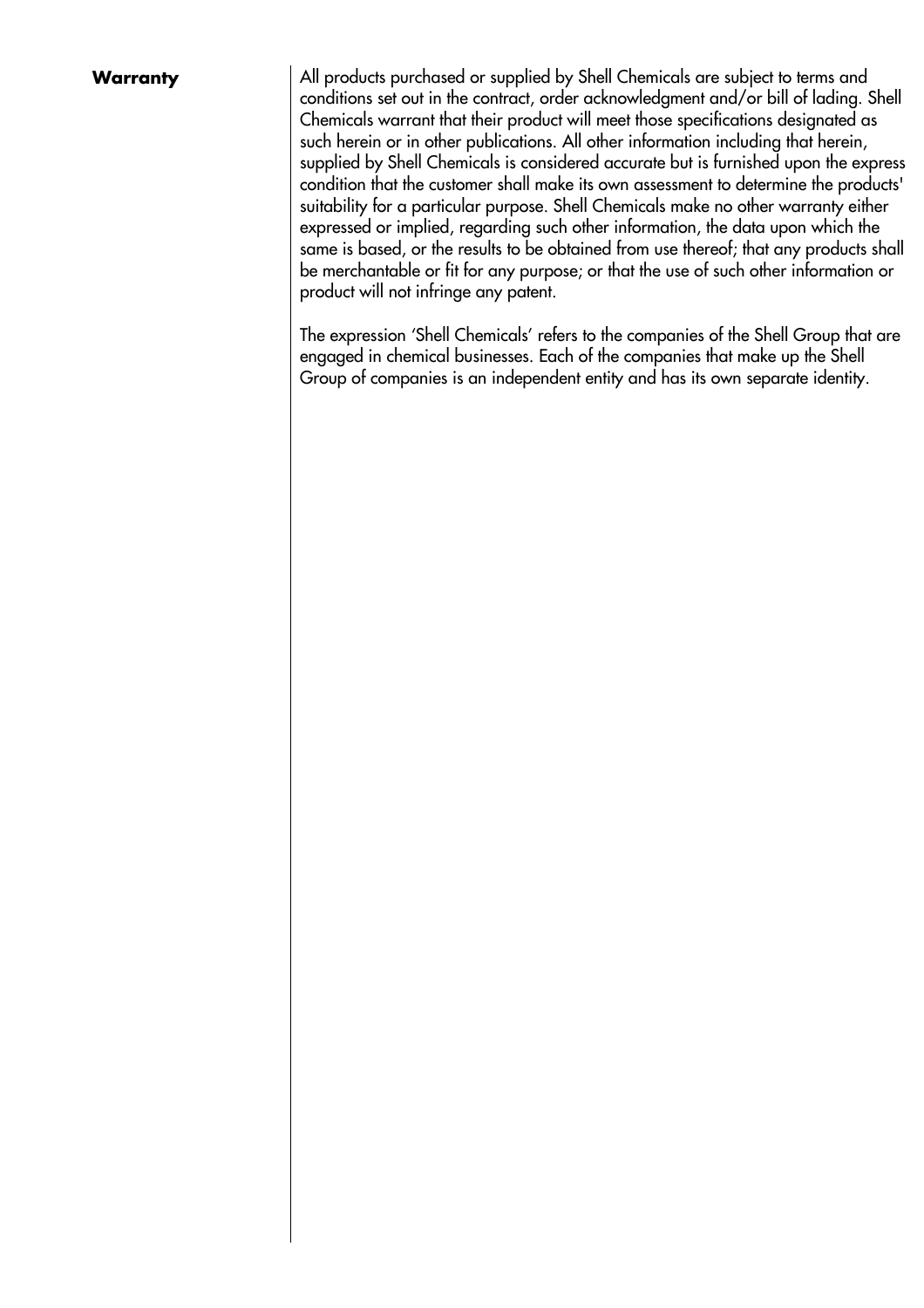## Warranty

All products purchased or supplied by Shell Chemicals are subject to terms and conditions set out in the contract, order acknowledgment and/or bill of lading. Shell Chemicals warrant that their product will meet those specifications designated as such herein or in other publications. All other information including that herein, supplied by Shell Chemicals is considered accurate but is furnished upon the express condition that the customer shall make its own assessment to determine the products' suitability for a particular purpose. Shell Chemicals make no other warranty either expressed or implied, regarding such other information, the data upon which the same is based, or the results to be obtained from use thereof; that any products shall be merchantable or fit for any purpose; or that the use of such other information or product will not infringe any patent.

The expression 'Shell Chemicals' refers to the companies of the Shell Group that are engaged in chemical businesses. Each of the companies that make up the Shell Group of companies is an independent entity and has its own separate identity.